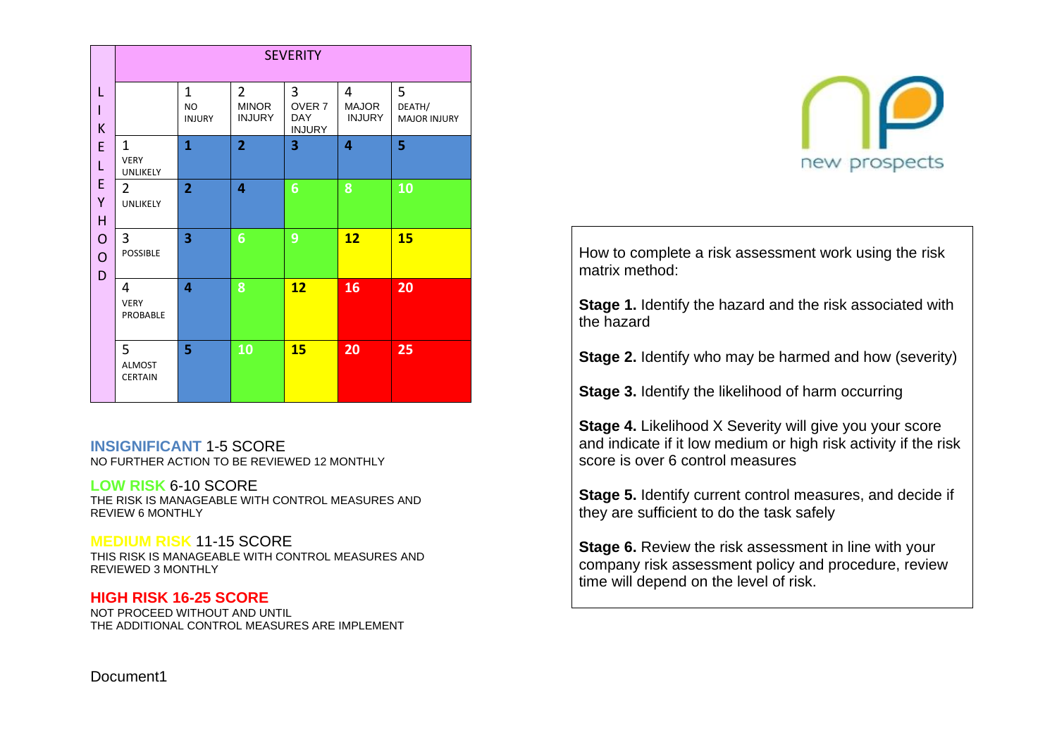| LIKELIHOOD | SEVERITY | | | | | |
|---|---|---|---|---|---|---|
| | | 1 NO INJURY | 2 MINOR INJURY | 3 OVER 7 DAY INJURY | 4 MAJOR INJURY | 5 DEATH/ MAJOR INJURY |
| | 1 VERY UNLIKELY | 1 | 2 | 3 | 4 | 5 |
| | 2 UNLIKELY | 2 | 4 | 6 | 8 | 10 |
| | 3 POSSIBLE | 3 | 6 | 9 | 12 | 15 |
| | 4 VERY PROBABLE | 4 | 8 | 12 | 16 | 20 |
| | 5 ALMOST CERTAIN | 5 | 10 | 15 | 20 | 25 |

**INSIGNIFICANT** 1-5 SCORE
NO FURTHER ACTION TO BE REVIEWED 12 MONTHLY

**LOW RISK** 6-10 SCORE
THE RISK IS MANAGEABLE WITH CONTROL MEASURES AND REVIEW 6 MONTHLY

**MEDIUM RISK** 11-15 SCORE
THIS RISK IS MANAGEABLE WITH CONTROL MEASURES AND REVIEWED 3 MONTHLY

**HIGH RISK 16-25 SCORE**
NOT PROCEED WITHOUT AND UNTIL THE ADDITIONAL CONTROL MEASURES ARE IMPLEMENT

new prospects

How to complete a risk assessment work using the risk matrix method:

**Stage 1.** Identify the hazard and the risk associated with the hazard

**Stage 2.** Identify who may be harmed and how (severity)

**Stage 3.** Identify the likelihood of harm occurring

**Stage 4.** Likelihood X Severity will give you your score and indicate if it low medium or high risk activity if the risk score is over 6 control measures

**Stage 5.** Identify current control measures, and decide if they are sufficient to do the task safely

**Stage 6.** Review the risk assessment in line with your company risk assessment policy and procedure, review time will depend on the level of risk.

Document1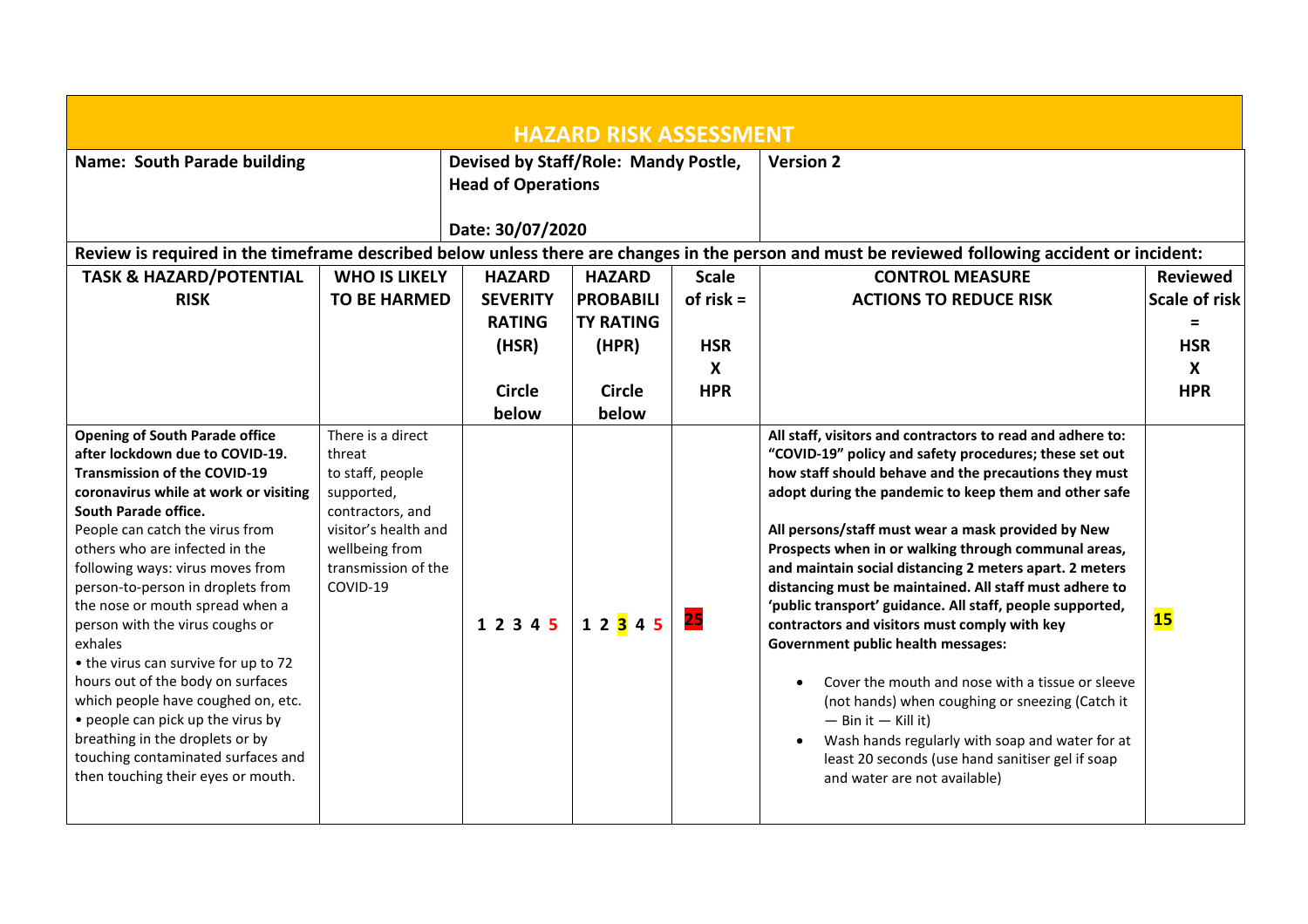# HAZARD RISK ASSESSMENT

| Name: South Parade building | | Devised by Staff/Role: Mandy Postle, Head of Operations<br><br>Date: 30/07/2020 | | | Version 2 | |
|---|---|---|---|---|---|---|
| **Review is required in the timeframe described below unless there are changes in the person and must be reviewed following accident or incident:** | | | | | | |
| **TASK & HAZARD/POTENTIAL RISK** | **WHO IS LIKELY TO BE HARMED** | **HAZARD SEVERITY RATING (HSR)**<br><br>**Circle below** | **HAZARD PROBABILITY RATING (HPR)**<br><br>**Circle below** | **Scale of risk = HSR X HPR** | **CONTROL MEASURE ACTIONS TO REDUCE RISK** | **Reviewed Scale of risk = HSR X HPR** |
| **Opening of South Parade office after lockdown due to COVID-19. Transmission of the COVID-19 coronavirus while at work or visiting South Parade office.**<br>People can catch the virus from others who are infected in the following ways: virus moves from person-to-person in droplets from the nose or mouth spread when a person with the virus coughs or exhales<br>• the virus can survive for up to 72 hours out of the body on surfaces which people have coughed on, etc.<br>• people can pick up the virus by breathing in the droplets or by touching contaminated surfaces and then touching their eyes or mouth. | There is a direct threat to staff, people supported, contractors, and visitor's health and wellbeing from transmission of the COVID-19 | 1 2 3 4 5 | 1 2 3 4 5 | 25 | **All staff, visitors and contractors to read and adhere to: "COVID-19" policy and safety procedures; these set out how staff should behave and the precautions they must adopt during the pandemic to keep them and other safe**<br><br>**All persons/staff must wear a mask provided by New Prospects when in or walking through communal areas, and maintain social distancing 2 meters apart. 2 meters distancing must be maintained. All staff must adhere to 'public transport' guidance. All staff, people supported, contractors and visitors must comply with key Government public health messages:**<br><br>• Cover the mouth and nose with a tissue or sleeve (not hands) when coughing or sneezing (Catch it — Bin it — Kill it)<br>• Wash hands regularly with soap and water for at least 20 seconds (use hand sanitiser gel if soap and water are not available) | 15 |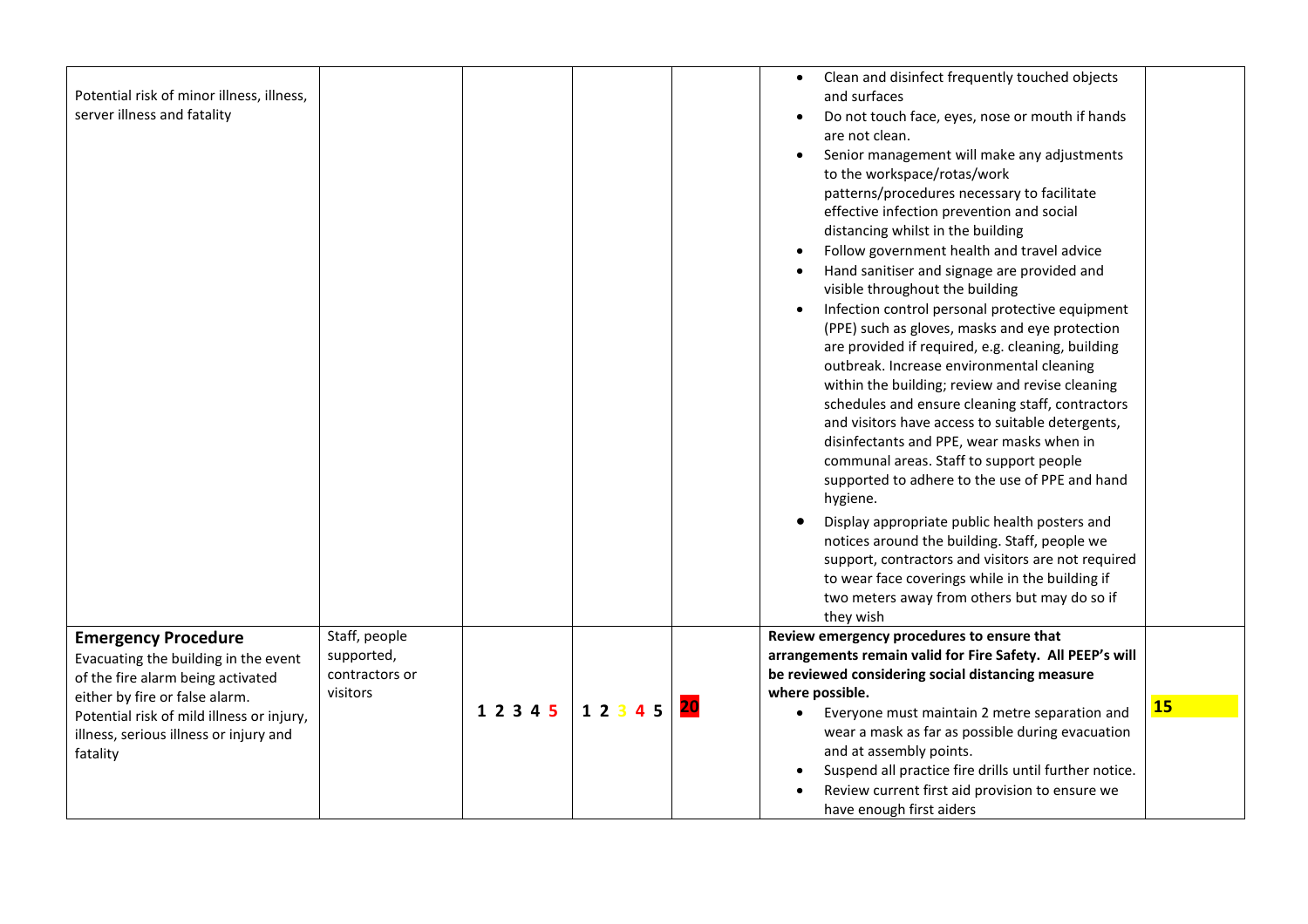| | | | | | | |
|---|---|---|---|---|---|---|
| Potential risk of minor illness, illness, server illness and fatality | | | | | • Clean and disinfect frequently touched objects and surfaces<br>• Do not touch face, eyes, nose or mouth if hands are not clean.<br>• Senior management will make any adjustments to the workspace/rotas/work patterns/procedures necessary to facilitate effective infection prevention and social distancing whilst in the building<br>• Follow government health and travel advice<br>• Hand sanitiser and signage are provided and visible throughout the building<br>• Infection control personal protective equipment (PPE) such as gloves, masks and eye protection are provided if required, e.g. cleaning, building outbreak. Increase environmental cleaning within the building; review and revise cleaning schedules and ensure cleaning staff, contractors and visitors have access to suitable detergents, disinfectants and PPE, wear masks when in communal areas. Staff to support people supported to adhere to the use of PPE and hand hygiene.<br>• Display appropriate public health posters and notices around the building. Staff, people we support, contractors and visitors are not required to wear face coverings while in the building if two meters away from others but may do so if they wish | |
| **Emergency Procedure**<br>Evacuating the building in the event of the fire alarm being activated either by fire or false alarm.<br>Potential risk of mild illness or injury, illness, serious illness or injury and fatality | Staff, people supported, contractors or visitors | 1 2 3 4 **5** | 1 2 **3** 4 5 | **20** | **Review emergency procedures to ensure that arrangements remain valid for Fire Safety. All PEEP's will be reviewed considering social distancing measure where possible.**<br>• Everyone must maintain 2 metre separation and wear a mask as far as possible during evacuation and at assembly points.<br>• Suspend all practice fire drills until further notice.<br>• Review current first aid provision to ensure we have enough first aiders | **15** |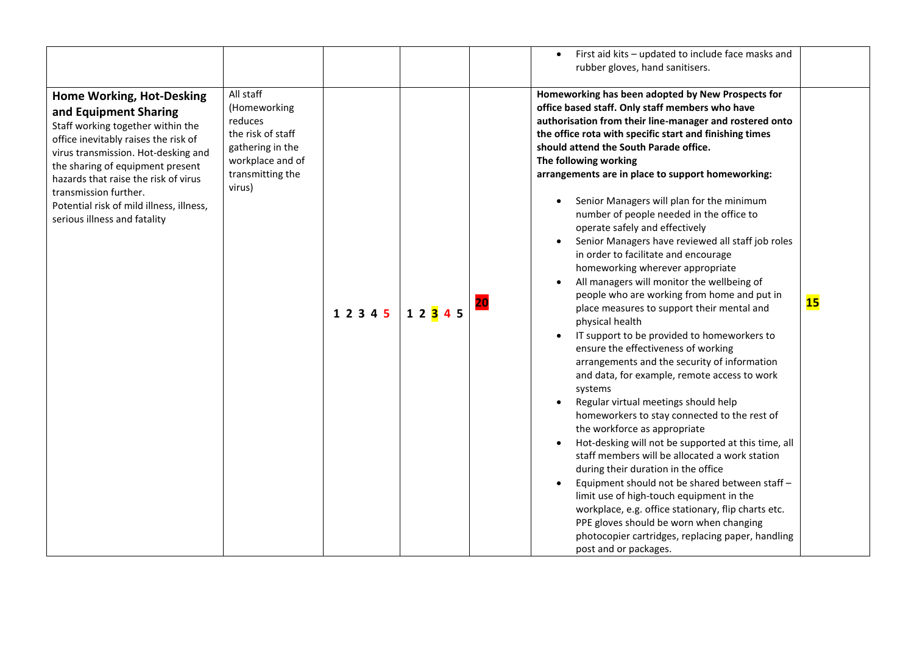| | | | | | | |
|---|---|---|---|---|---|---|
| | | | | | • First aid kits – updated to include face masks and rubber gloves, hand sanitisers. | |
| **Home Working, Hot-Desking and Equipment Sharing**<br>Staff working together within the office inevitably raises the risk of virus transmission. Hot-desking and the sharing of equipment present hazards that raise the risk of virus transmission further.<br>Potential risk of mild illness, illness, serious illness and fatality | All staff (Homeworking reduces the risk of staff gathering in the workplace and of transmitting the virus) | 1 2 3 4 5 | 1 2 3 4 5 | 20 | **Homeworking has been adopted by New Prospects for office based staff. Only staff members who have authorisation from their line-manager and rostered onto the office rota with specific start and finishing times should attend the South Parade office.**<br>**The following working arrangements are in place to support homeworking:**<br>• Senior Managers will plan for the minimum number of people needed in the office to operate safely and effectively<br>• Senior Managers have reviewed all staff job roles in order to facilitate and encourage homeworking wherever appropriate<br>• All managers will monitor the wellbeing of people who are working from home and put in place measures to support their mental and physical health<br>• IT support to be provided to homeworkers to ensure the effectiveness of working arrangements and the security of information and data, for example, remote access to work systems<br>• Regular virtual meetings should help homeworkers to stay connected to the rest of the workforce as appropriate<br>• Hot-desking will not be supported at this time, all staff members will be allocated a work station during their duration in the office<br>• Equipment should not be shared between staff – limit use of high-touch equipment in the workplace, e.g. office stationary, flip charts etc. PPE gloves should be worn when changing photocopier cartridges, replacing paper, handling post and or packages. | **15** |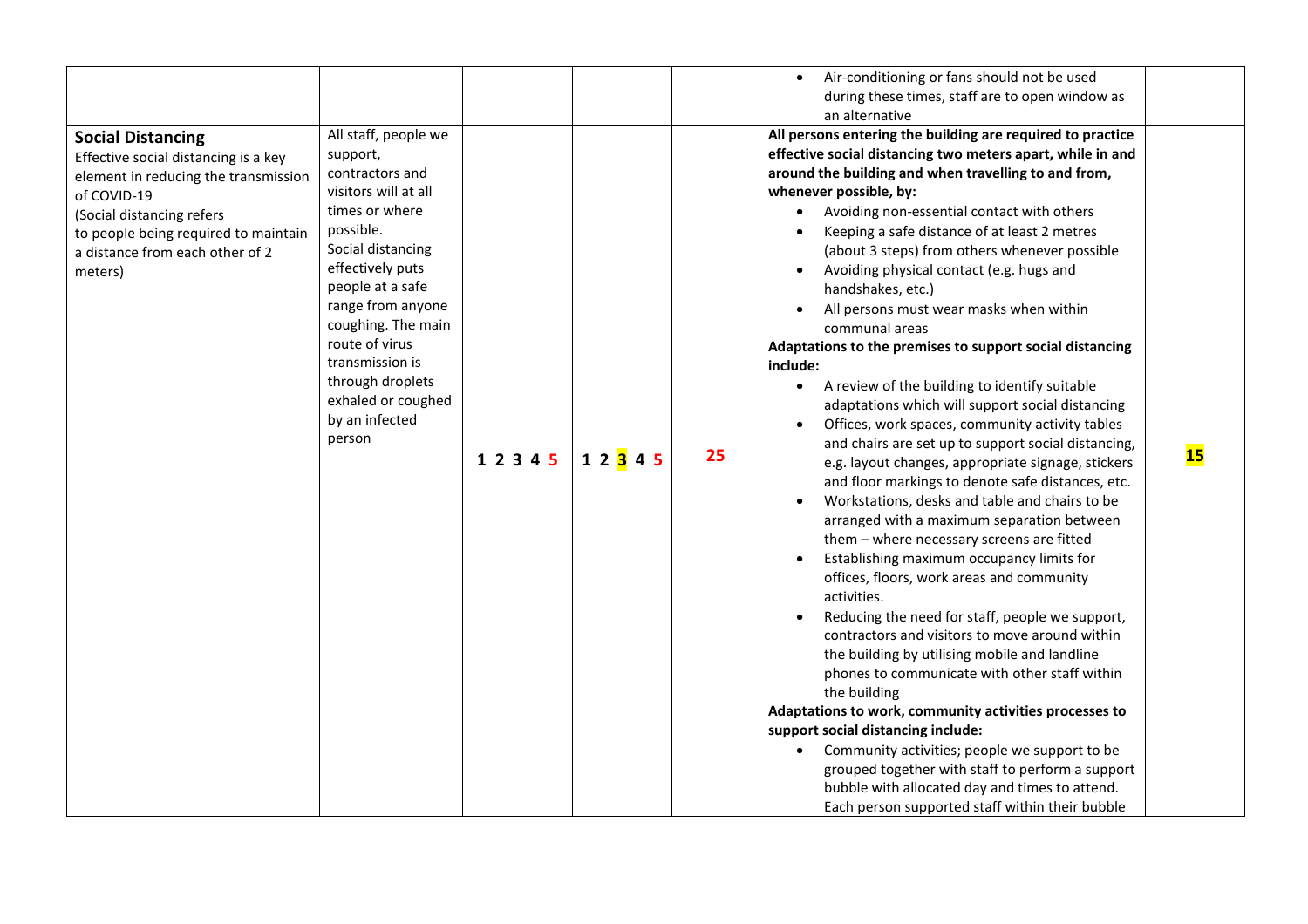| | | | | | | |
|---|---|---|---|---|---|---|
| | | | | | • Air-conditioning or fans should not be used during these times, staff are to open window as an alternative | |
| **Social Distancing**<br>Effective social distancing is a key element in reducing the transmission of COVID-19<br>(Social distancing refers to people being required to maintain a distance from each other of 2 meters) | All staff, people we support, contractors and visitors will at all times or where possible.<br>Social distancing effectively puts people at a safe range from anyone coughing. The main route of virus transmission is through droplets exhaled or coughed by an infected person | 1 2 3 4 **5** | 1 2 **3** 4 **5** | **25** | **All persons entering the building are required to practice effective social distancing two meters apart, while in and around the building and when travelling to and from, whenever possible, by:**<br>• Avoiding non-essential contact with others<br>• Keeping a safe distance of at least 2 metres (about 3 steps) from others whenever possible<br>• Avoiding physical contact (e.g. hugs and handshakes, etc.)<br>• All persons must wear masks when within communal areas<br>**Adaptations to the premises to support social distancing include:**<br>• A review of the building to identify suitable adaptations which will support social distancing<br>• Offices, work spaces, community activity tables and chairs are set up to support social distancing, e.g. layout changes, appropriate signage, stickers and floor markings to denote safe distances, etc.<br>• Workstations, desks and table and chairs to be arranged with a maximum separation between them – where necessary screens are fitted<br>• Establishing maximum occupancy limits for offices, floors, work areas and community activities.<br>• Reducing the need for staff, people we support, contractors and visitors to move around within the building by utilising mobile and landline phones to communicate with other staff within the building<br>**Adaptations to work, community activities processes to support social distancing include:**<br>• Community activities; people we support to be grouped together with staff to perform a support bubble with allocated day and times to attend. Each person supported staff within their bubble | **15** |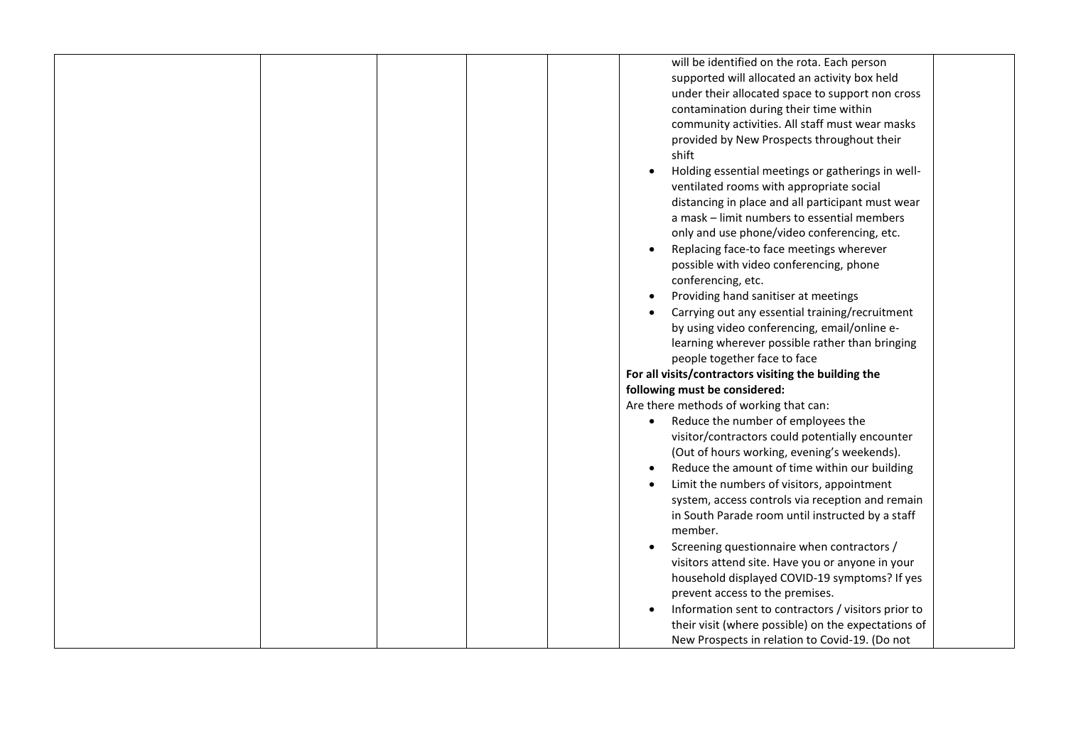| | | | | | | |
|---|---|---|---|---|---|---|
| | | | | | will be identified on the rota. Each person supported will allocated an activity box held under their allocated space to support non cross contamination during their time within community activities. All staff must wear masks provided by New Prospects throughout their shift<br>• Holding essential meetings or gatherings in well-ventilated rooms with appropriate social distancing in place and all participant must wear a mask – limit numbers to essential members only and use phone/video conferencing, etc.<br>• Replacing face-to face meetings wherever possible with video conferencing, phone conferencing, etc.<br>• Providing hand sanitiser at meetings<br>• Carrying out any essential training/recruitment by using video conferencing, email/online e-learning wherever possible rather than bringing people together face to face<br>**For all visits/contractors visiting the building the following must be considered:**<br>Are there methods of working that can:<br>• Reduce the number of employees the visitor/contractors could potentially encounter (Out of hours working, evening's weekends).<br>• Reduce the amount of time within our building<br>• Limit the numbers of visitors, appointment system, access controls via reception and remain in South Parade room until instructed by a staff member.<br>• Screening questionnaire when contractors / visitors attend site. Have you or anyone in your household displayed COVID-19 symptoms? If yes prevent access to the premises.<br>• Information sent to contractors / visitors prior to their visit (where possible) on the expectations of New Prospects in relation to Covid-19. (Do not | |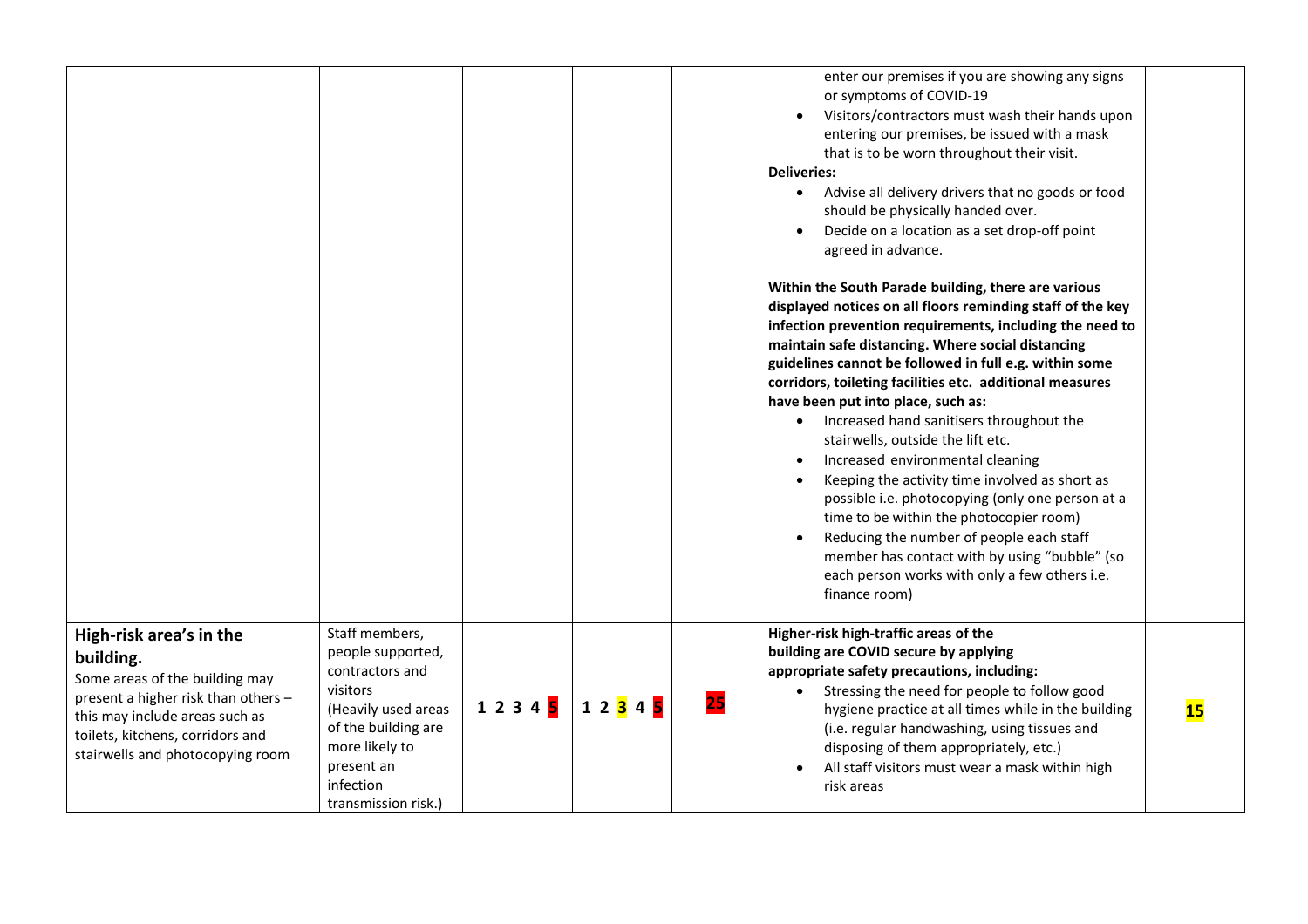| | | | | | | |
|---|---|---|---|---|---|---|
| | | | | | <ul><li>enter our premises if you are showing any signs or symptoms of COVID-19</li><li>Visitors/contractors must wash their hands upon entering our premises, be issued with a mask that is to be worn throughout their visit.</li></ul>**Deliveries:**<ul><li>Advise all delivery drivers that no goods or food should be physically handed over.</li><li>Decide on a location as a set drop-off point agreed in advance.</li></ul>**Within the South Parade building, there are various displayed notices on all floors reminding staff of the key infection prevention requirements, including the need to maintain safe distancing. Where social distancing guidelines cannot be followed in full e.g. within some corridors, toileting facilities etc. additional measures have been put into place, such as:**<ul><li>Increased hand sanitisers throughout the stairwells, outside the lift etc.</li><li>Increased environmental cleaning</li><li>Keeping the activity time involved as short as possible i.e. photocopying (only one person at a time to be within the photocopier room)</li><li>Reducing the number of people each staff member has contact with by using "bubble" (so each person works with only a few others i.e. finance room)</li></ul> | |
| **High-risk area's in the building.**<br>Some areas of the building may present a higher risk than others – this may include areas such as toilets, kitchens, corridors and stairwells and photocopying room | Staff members, people supported, contractors and visitors<br>(Heavily used areas of the building are more likely to present an infection transmission risk.) | 1 2 3 4 **5** | 1 2 **3** 4 **5** | **25** | **Higher-risk high-traffic areas of the building are COVID secure by applying appropriate safety precautions, including:**<ul><li>Stressing the need for people to follow good hygiene practice at all times while in the building (i.e. regular handwashing, using tissues and disposing of them appropriately, etc.)</li><li>All staff visitors must wear a mask within high risk areas</li></ul> | **15** |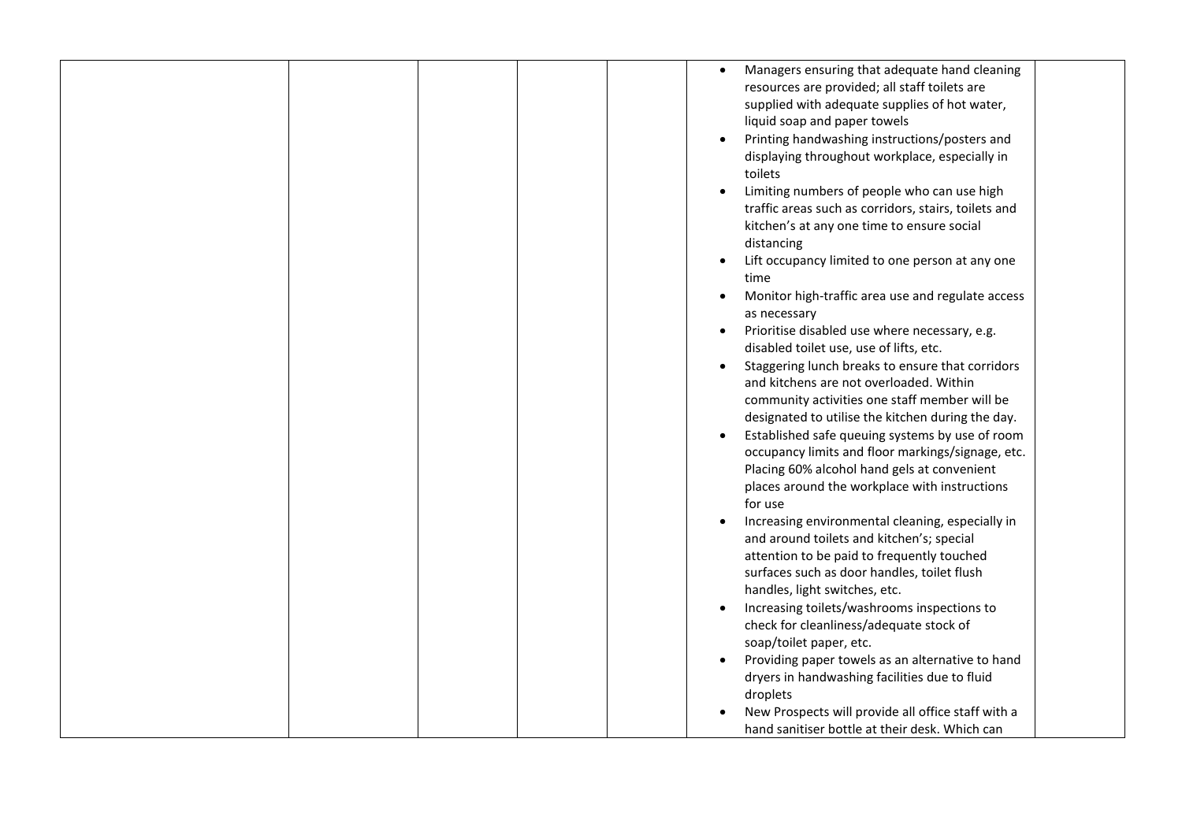| | | | | | | |
|---|---|---|---|---|---|---|
| | | | | | <ul><li>Managers ensuring that adequate hand cleaning resources are provided; all staff toilets are supplied with adequate supplies of hot water, liquid soap and paper towels</li><li>Printing handwashing instructions/posters and displaying throughout workplace, especially in toilets</li><li>Limiting numbers of people who can use high traffic areas such as corridors, stairs, toilets and kitchen's at any one time to ensure social distancing</li><li>Lift occupancy limited to one person at any one time</li><li>Monitor high-traffic area use and regulate access as necessary</li><li>Prioritise disabled use where necessary, e.g. disabled toilet use, use of lifts, etc.</li><li>Staggering lunch breaks to ensure that corridors and kitchens are not overloaded. Within community activities one staff member will be designated to utilise the kitchen during the day.</li><li>Established safe queuing systems by use of room occupancy limits and floor markings/signage, etc. Placing 60% alcohol hand gels at convenient places around the workplace with instructions for use</li><li>Increasing environmental cleaning, especially in and around toilets and kitchen's; special attention to be paid to frequently touched surfaces such as door handles, toilet flush handles, light switches, etc.</li><li>Increasing toilets/washrooms inspections to check for cleanliness/adequate stock of soap/toilet paper, etc.</li><li>Providing paper towels as an alternative to hand dryers in handwashing facilities due to fluid droplets</li><li>New Prospects will provide all office staff with a hand sanitiser bottle at their desk. Which can</li></ul> | |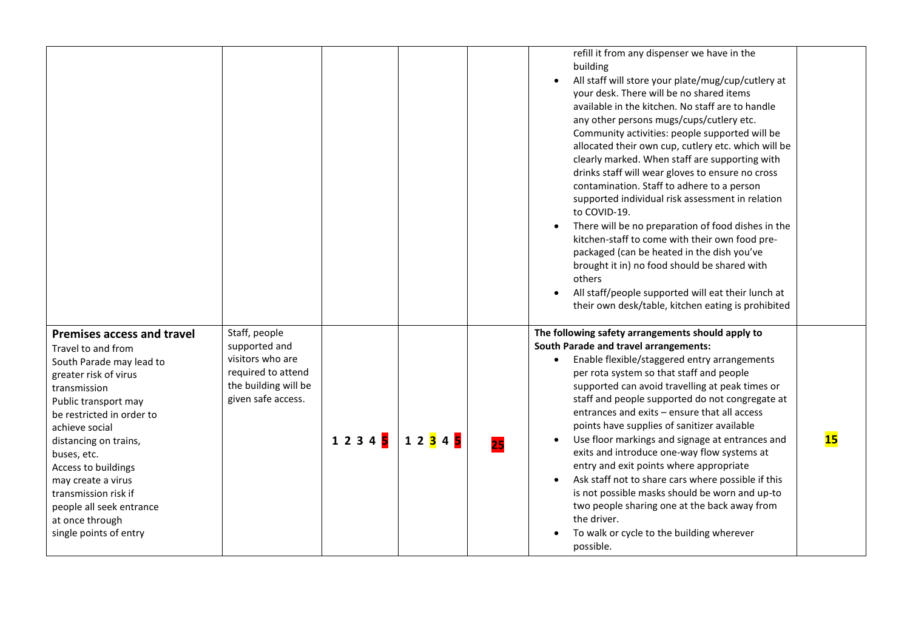| | | | | | | |
|---|---|---|---|---|---|---|
| | | | | | refill it from any dispenser we have in the building<br>• All staff will store your plate/mug/cup/cutlery at your desk. There will be no shared items available in the kitchen. No staff are to handle any other persons mugs/cups/cutlery etc. Community activities: people supported will be allocated their own cup, cutlery etc. which will be clearly marked. When staff are supporting with drinks staff will wear gloves to ensure no cross contamination. Staff to adhere to a person supported individual risk assessment in relation to COVID-19.<br>• There will be no preparation of food dishes in the kitchen-staff to come with their own food pre-packaged (can be heated in the dish you've brought it in) no food should be shared with others<br>• All staff/people supported will eat their lunch at their own desk/table, kitchen eating is prohibited | |
| **Premises access and travel**<br>Travel to and from South Parade may lead to greater risk of virus transmission<br>Public transport may be restricted in order to achieve social distancing on trains, buses, etc.<br>Access to buildings may create a virus transmission risk if people all seek entrance at once through single points of entry | Staff, people supported and visitors who are required to attend the building will be given safe access. | **1 2 3 4 5** | **1 2 3 4 5** | **25** | **The following safety arrangements should apply to South Parade and travel arrangements:**<br>• Enable flexible/staggered entry arrangements per rota system so that staff and people supported can avoid travelling at peak times or staff and people supported do not congregate at entrances and exits – ensure that all access points have supplies of sanitizer available<br>• Use floor markings and signage at entrances and exits and introduce one-way flow systems at entry and exit points where appropriate<br>• Ask staff not to share cars where possible if this is not possible masks should be worn and up-to two people sharing one at the back away from the driver.<br>• To walk or cycle to the building wherever possible. | **15** |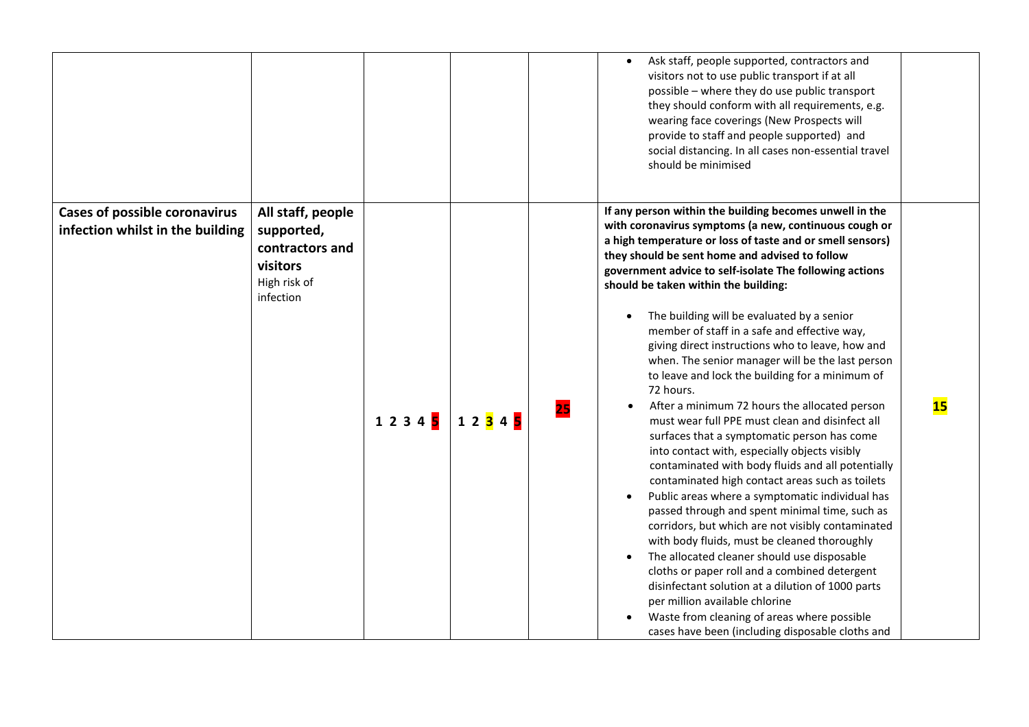| | | | | | | |
|---|---|---|---|---|---|---|
| | | | | | <ul><li>Ask staff, people supported, contractors and visitors not to use public transport if at all possible – where they do use public transport they should conform with all requirements, e.g. wearing face coverings (New Prospects will provide to staff and people supported) and social distancing. In all cases non-essential travel should be minimised</li></ul> | |
| **Cases of possible coronavirus infection whilst in the building** | **All staff, people supported, contractors and visitors** High risk of infection | **1 2 3 4 5** | **1 2 3 4 5** | **25** | **If any person within the building becomes unwell in the with coronavirus symptoms (a new, continuous cough or a high temperature or loss of taste and or smell sensors) they should be sent home and advised to follow government advice to self-isolate The following actions should be taken within the building:** <ul><li>The building will be evaluated by a senior member of staff in a safe and effective way, giving direct instructions who to leave, how and when. The senior manager will be the last person to leave and lock the building for a minimum of 72 hours.</li><li>After a minimum 72 hours the allocated person must wear full PPE must clean and disinfect all surfaces that a symptomatic person has come into contact with, especially objects visibly contaminated with body fluids and all potentially contaminated high contact areas such as toilets</li><li>Public areas where a symptomatic individual has passed through and spent minimal time, such as corridors, but which are not visibly contaminated with body fluids, must be cleaned thoroughly</li><li>The allocated cleaner should use disposable cloths or paper roll and a combined detergent disinfectant solution at a dilution of 1000 parts per million available chlorine</li><li>Waste from cleaning of areas where possible cases have been (including disposable cloths and</li></ul> | **15** |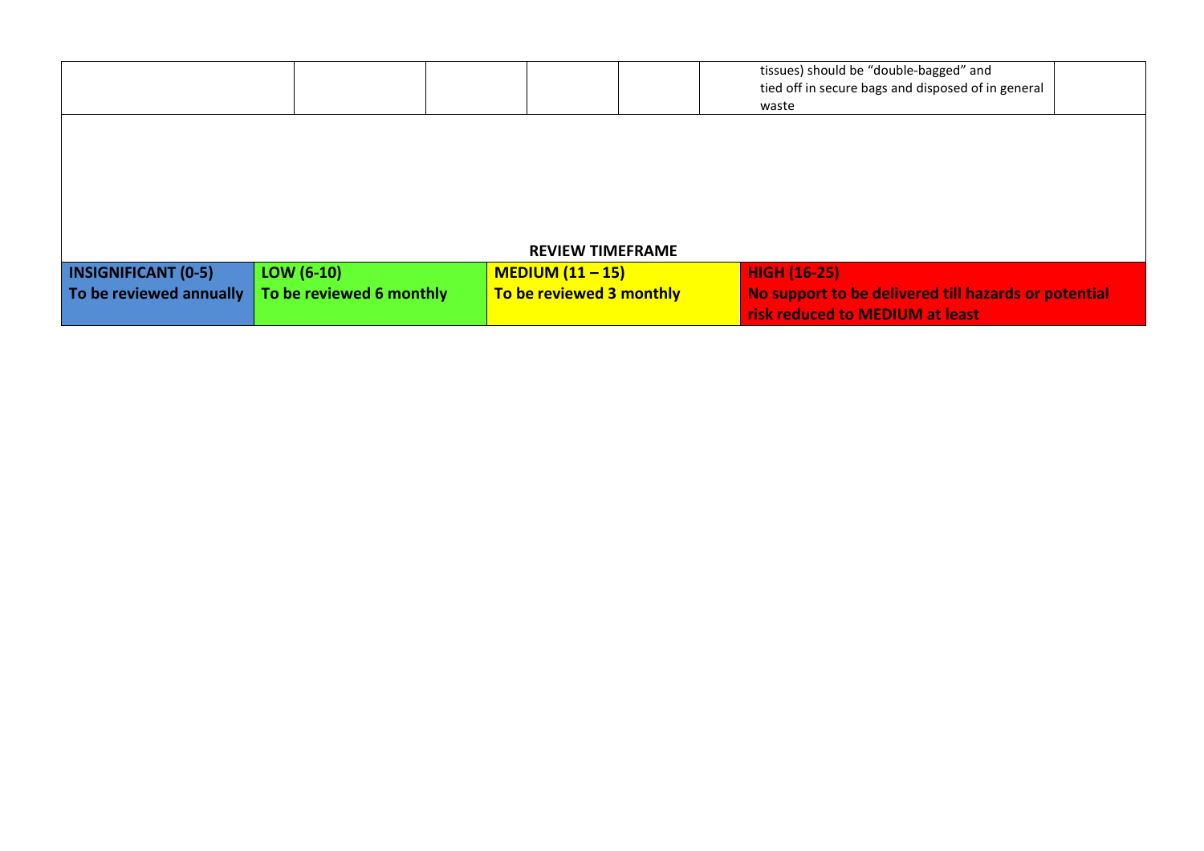| | | | | | | tissues) should be "double-bagged" and tied off in secure bags and disposed of in general waste | |
|---|---|---|---|---|---|---|---|

**REVIEW TIMEFRAME**

| INSIGNIFICANT (0-5) | LOW (6-10) | MEDIUM (11 – 15) | HIGH (16-25) |
|---|---|---|---|
| To be reviewed annually | To be reviewed 6 monthly | To be reviewed 3 monthly | No support to be delivered till hazards or potential risk reduced to MEDIUM at least |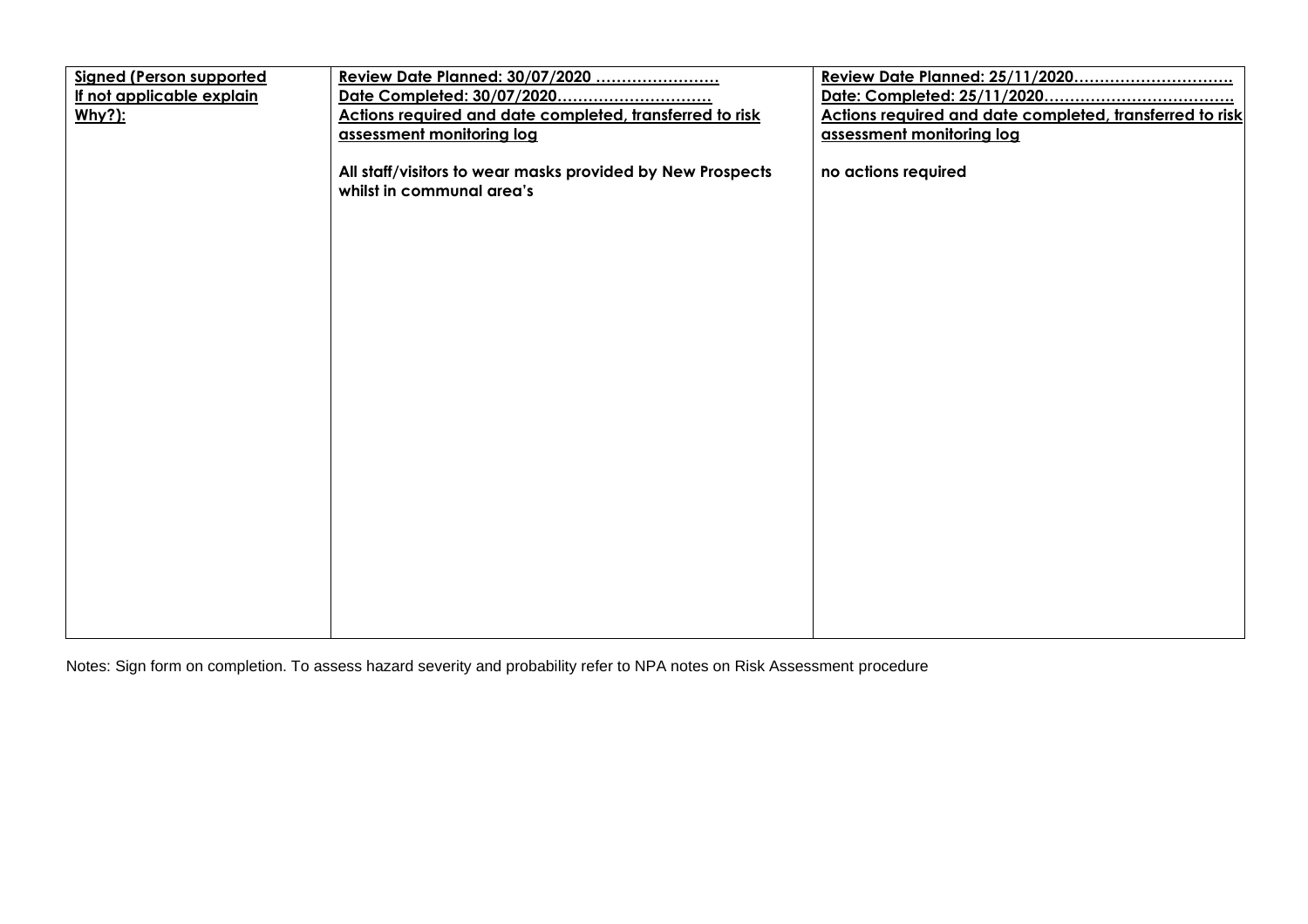| | | |
|---|---|---|
| **Signed (Person supported If not applicable explain Why?):** | **Review Date Planned: 30/07/2020 ……………………**<br>**Date Completed: 30/07/2020…………………………**<br>**Actions required and date completed, transferred to risk assessment monitoring log**<br><br>**All staff/visitors to wear masks provided by New Prospects whilst in communal area's** | **Review Date Planned: 25/11/2020………………………….**<br>**Date: Completed: 25/11/2020……………………………….**<br>**Actions required and date completed, transferred to risk assessment monitoring log**<br><br>**no actions required** |

Notes: Sign form on completion. To assess hazard severity and probability refer to NPA notes on Risk Assessment procedure